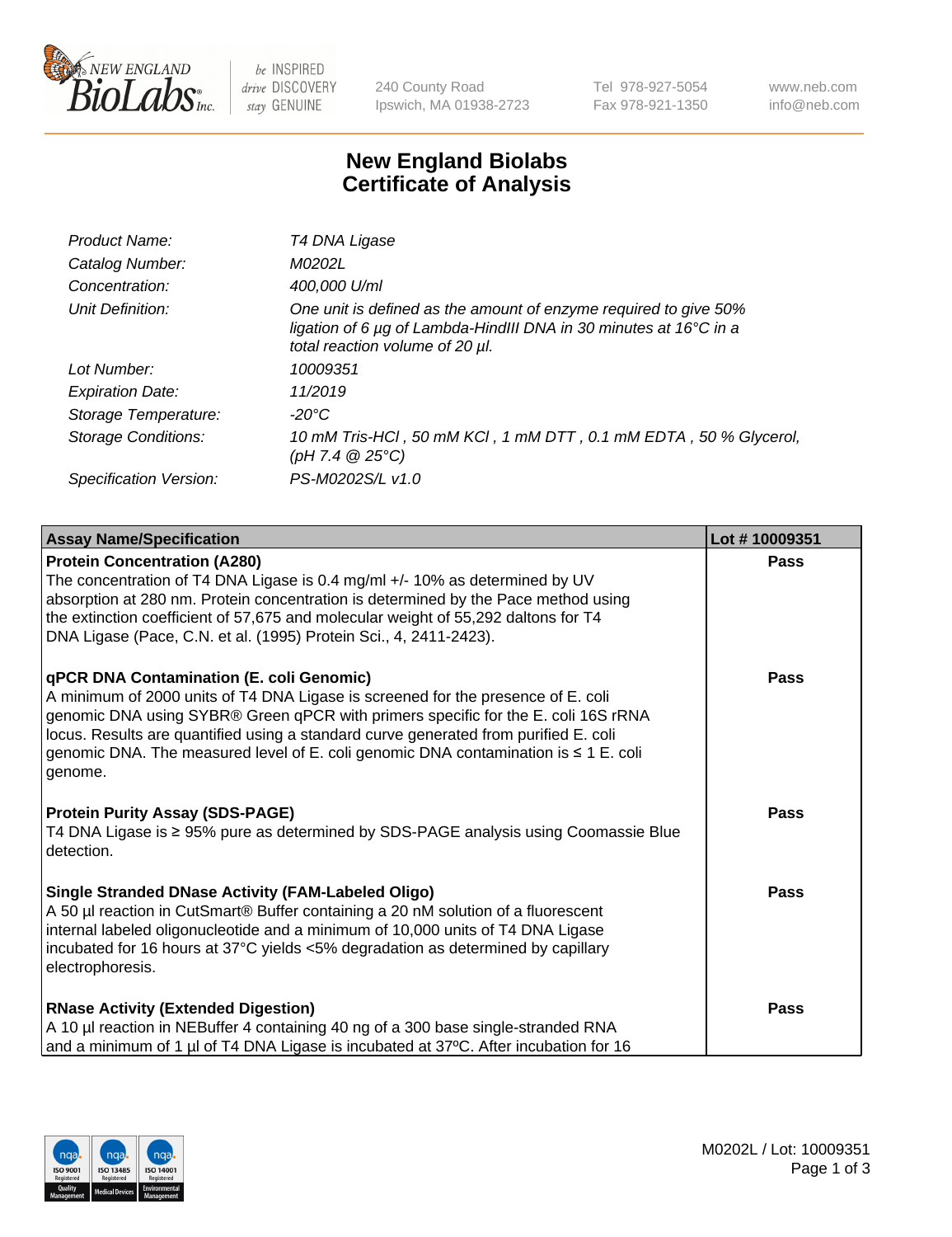NEW ENGLAND BioLabs Inc. — be INSPIRED drive DISCOVERY stay GENUINE

240 County Road
Ipswich, MA 01938-2723

Tel 978-927-5054
Fax 978-921-1350

www.neb.com
info@neb.com

# New England Biolabs
# Certificate of Analysis

| | |
|---|---|
| *Product Name:* | *T4 DNA Ligase* |
| *Catalog Number:* | *M0202L* |
| *Concentration:* | *400,000 U/ml* |
| *Unit Definition:* | *One unit is defined as the amount of enzyme required to give 50% ligation of 6 µg of Lambda-HindIII DNA in 30 minutes at 16°C in a total reaction volume of 20 µl.* |
| *Lot Number:* | *10009351* |
| *Expiration Date:* | *11/2019* |
| *Storage Temperature:* | *-20°C* |
| *Storage Conditions:* | *10 mM Tris-HCl , 50 mM KCl , 1 mM DTT , 0.1 mM EDTA , 50 % Glycerol, (pH 7.4 @ 25°C)* |
| *Specification Version:* | *PS-M0202S/L v1.0* |

| Assay Name/Specification | Lot # 10009351 |
|---|---|
| **Protein Concentration (A280)**<br>The concentration of T4 DNA Ligase is 0.4 mg/ml +/- 10% as determined by UV absorption at 280 nm. Protein concentration is determined by the Pace method using the extinction coefficient of 57,675 and molecular weight of 55,292 daltons for T4 DNA Ligase (Pace, C.N. et al. (1995) Protein Sci., 4, 2411-2423). | Pass |
| **qPCR DNA Contamination (E. coli Genomic)**<br>A minimum of 2000 units of T4 DNA Ligase is screened for the presence of E. coli genomic DNA using SYBR® Green qPCR with primers specific for the E. coli 16S rRNA locus. Results are quantified using a standard curve generated from purified E. coli genomic DNA. The measured level of E. coli genomic DNA contamination is ≤ 1 E. coli genome. | Pass |
| **Protein Purity Assay (SDS-PAGE)**<br>T4 DNA Ligase is ≥ 95% pure as determined by SDS-PAGE analysis using Coomassie Blue detection. | Pass |
| **Single Stranded DNase Activity (FAM-Labeled Oligo)**<br>A 50 µl reaction in CutSmart® Buffer containing a 20 nM solution of a fluorescent internal labeled oligonucleotide and a minimum of 10,000 units of T4 DNA Ligase incubated for 16 hours at 37°C yields <5% degradation as determined by capillary electrophoresis. | Pass |
| **RNase Activity (Extended Digestion)**<br>A 10 µl reaction in NEBuffer 4 containing 40 ng of a 300 base single-stranded RNA and a minimum of 1 µl of T4 DNA Ligase is incubated at 37ºC. After incubation for 16 | Pass |

M0202L / Lot: 10009351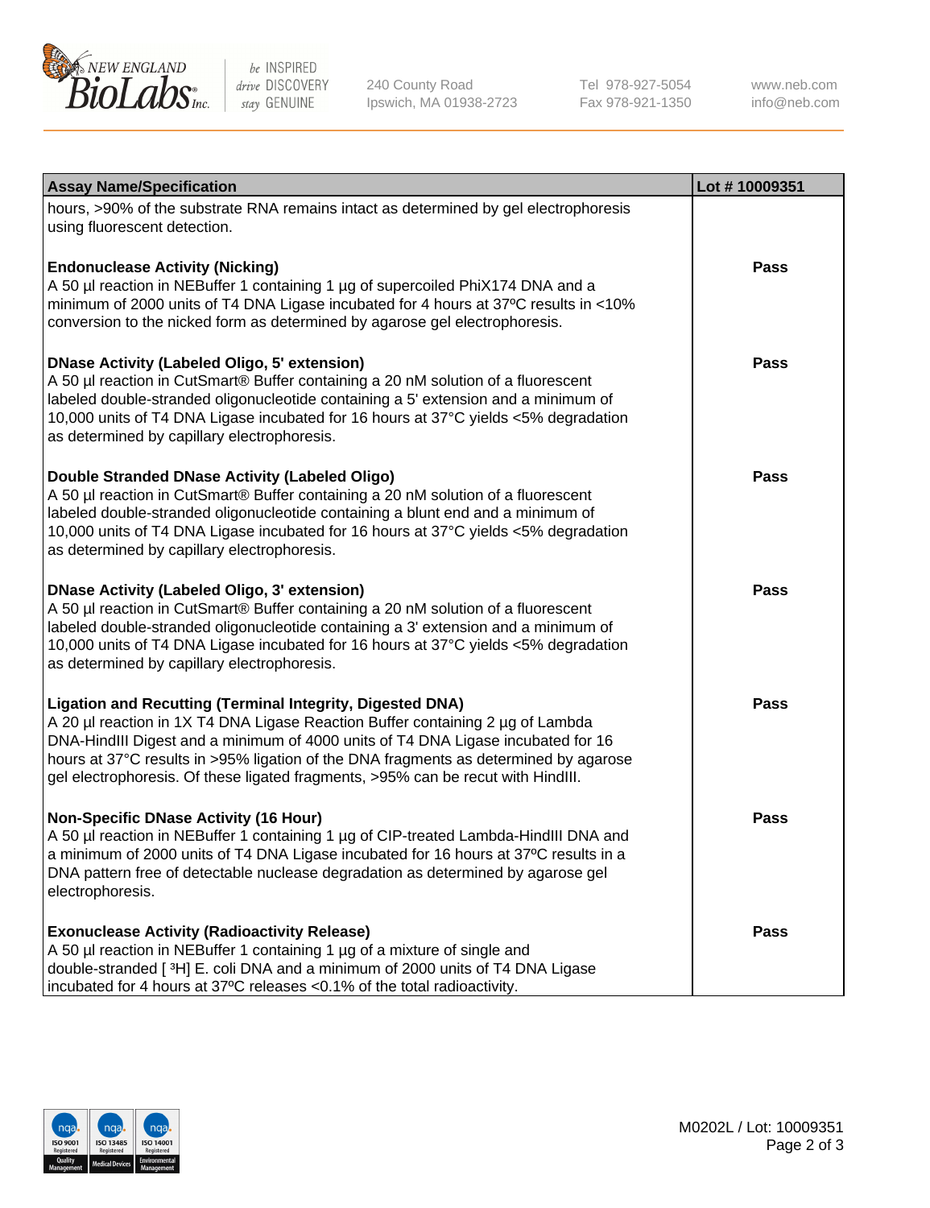| Assay Name/Specification | Lot # 10009351 |
| --- | --- |
| hours, >90% of the substrate RNA remains intact as determined by gel electrophoresis using fluorescent detection. | |
| **Endonuclease Activity (Nicking)**<br>A 50 µl reaction in NEBuffer 1 containing 1 µg of supercoiled PhiX174 DNA and a minimum of 2000 units of T4 DNA Ligase incubated for 4 hours at 37ºC results in <10% conversion to the nicked form as determined by agarose gel electrophoresis. | Pass |
| **DNase Activity (Labeled Oligo, 5' extension)**<br>A 50 µl reaction in CutSmart® Buffer containing a 20 nM solution of a fluorescent labeled double-stranded oligonucleotide containing a 5' extension and a minimum of 10,000 units of T4 DNA Ligase incubated for 16 hours at 37°C yields <5% degradation as determined by capillary electrophoresis. | Pass |
| **Double Stranded DNase Activity (Labeled Oligo)**<br>A 50 µl reaction in CutSmart® Buffer containing a 20 nM solution of a fluorescent labeled double-stranded oligonucleotide containing a blunt end and a minimum of 10,000 units of T4 DNA Ligase incubated for 16 hours at 37°C yields <5% degradation as determined by capillary electrophoresis. | Pass |
| **DNase Activity (Labeled Oligo, 3' extension)**<br>A 50 µl reaction in CutSmart® Buffer containing a 20 nM solution of a fluorescent labeled double-stranded oligonucleotide containing a 3' extension and a minimum of 10,000 units of T4 DNA Ligase incubated for 16 hours at 37°C yields <5% degradation as determined by capillary electrophoresis. | Pass |
| **Ligation and Recutting (Terminal Integrity, Digested DNA)**<br>A 20 µl reaction in 1X T4 DNA Ligase Reaction Buffer containing 2 µg of Lambda DNA-HindIII Digest and a minimum of 4000 units of T4 DNA Ligase incubated for 16 hours at 37°C results in >95% ligation of the DNA fragments as determined by agarose gel electrophoresis. Of these ligated fragments, >95% can be recut with HindIII. | Pass |
| **Non-Specific DNase Activity (16 Hour)**<br>A 50 µl reaction in NEBuffer 1 containing 1 µg of CIP-treated Lambda-HindIII DNA and a minimum of 2000 units of T4 DNA Ligase incubated for 16 hours at 37ºC results in a DNA pattern free of detectable nuclease degradation as determined by agarose gel electrophoresis. | Pass |
| **Exonuclease Activity (Radioactivity Release)**<br>A 50 µl reaction in NEBuffer 1 containing 1 µg of a mixture of single and double-stranded [ $^3$H] E. coli DNA and a minimum of 2000 units of T4 DNA Ligase incubated for 4 hours at 37ºC releases <0.1% of the total radioactivity. | Pass |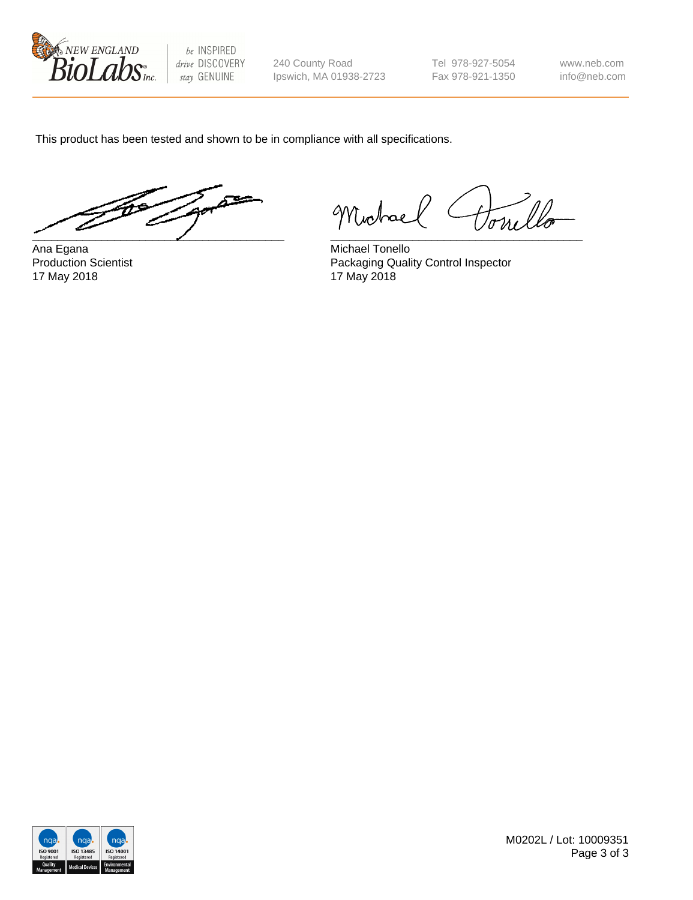This product has been tested and shown to be in compliance with all specifications.

Ana Egana
Production Scientist
17 May 2018

Michael Tonello
Packaging Quality Control Inspector
17 May 2018

M0202L / Lot: 10009351